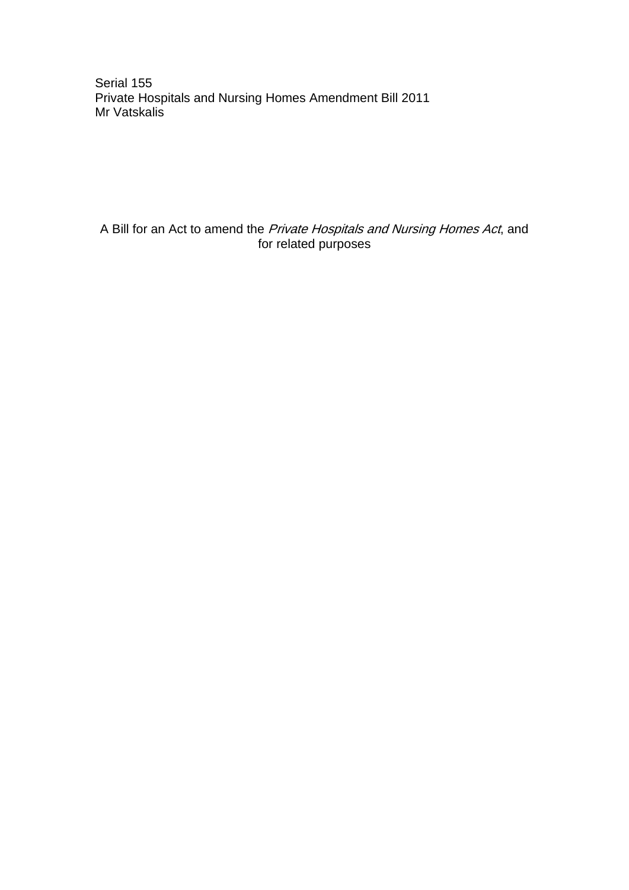Serial 155
Private Hospitals and Nursing Homes Amendment Bill 2011
Mr Vatskalis

A Bill for an Act to amend the *Private Hospitals and Nursing Homes Act*, and for related purposes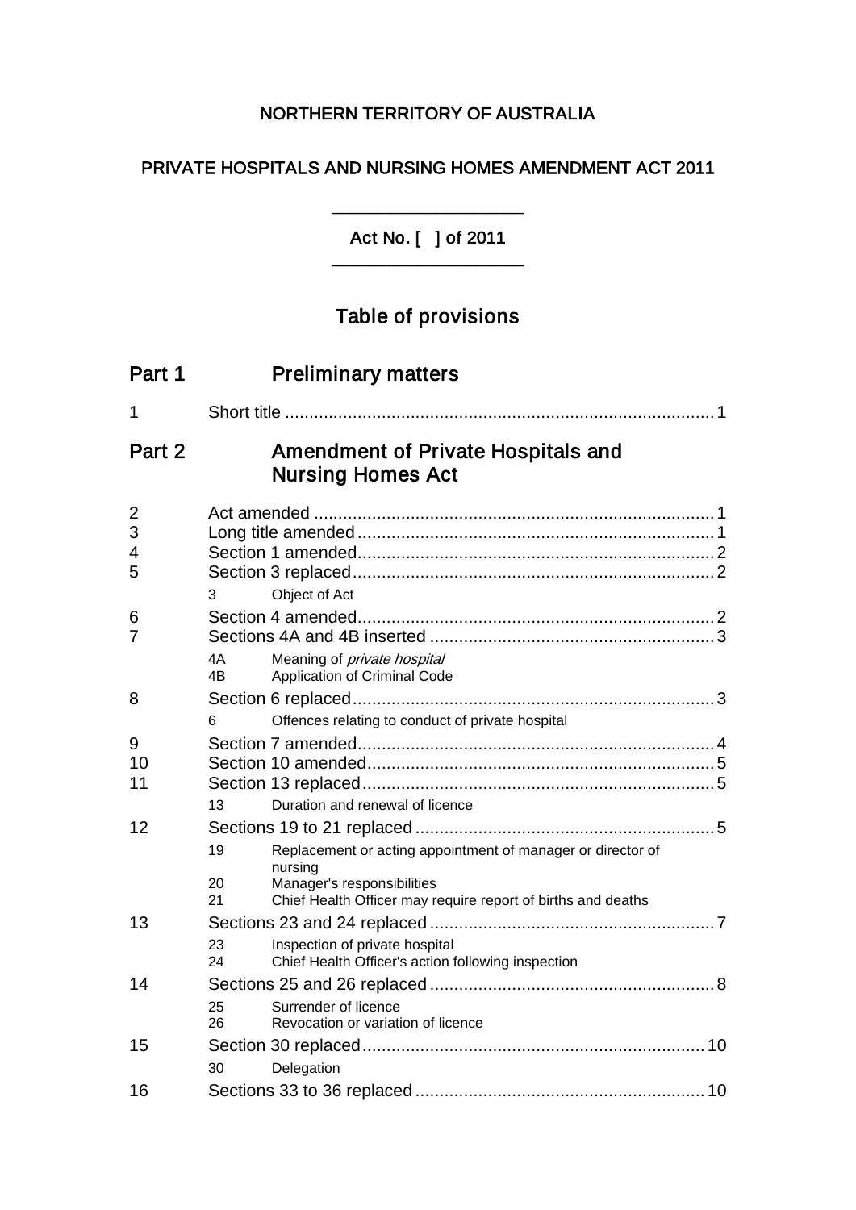NORTHERN TERRITORY OF AUSTRALIA

PRIVATE HOSPITALS AND NURSING HOMES AMENDMENT ACT 2011

---

Act No. [ ] of 2011

---

## Table of provisions

## Part 1 Preliminary matters

1 Short title ........................................................................................ 1

## Part 2 Amendment of Private Hospitals and Nursing Homes Act

2 Act amended .................................................................................. 1
3 Long title amended ......................................................................... 1
4 Section 1 amended ......................................................................... 2
5 Section 3 replaced .......................................................................... 2
   3 Object of Act
6 Section 4 amended ......................................................................... 2
7 Sections 4A and 4B inserted .......................................................... 3
   4A Meaning of *private hospital*
   4B Application of Criminal Code
8 Section 6 replaced .......................................................................... 3
   6 Offences relating to conduct of private hospital
9 Section 7 amended ......................................................................... 4
10 Section 10 amended ....................................................................... 5
11 Section 13 replaced ........................................................................ 5
   13 Duration and renewal of licence
12 Sections 19 to 21 replaced ............................................................. 5
   19 Replacement or acting appointment of manager or director of nursing
   20 Manager's responsibilities
   21 Chief Health Officer may require report of births and deaths
13 Sections 23 and 24 replaced .......................................................... 7
   23 Inspection of private hospital
   24 Chief Health Officer's action following inspection
14 Sections 25 and 26 replaced .......................................................... 8
   25 Surrender of licence
   26 Revocation or variation of licence
15 Section 30 replaced ....................................................................... 10
   30 Delegation
16 Sections 33 to 36 replaced ............................................................ 10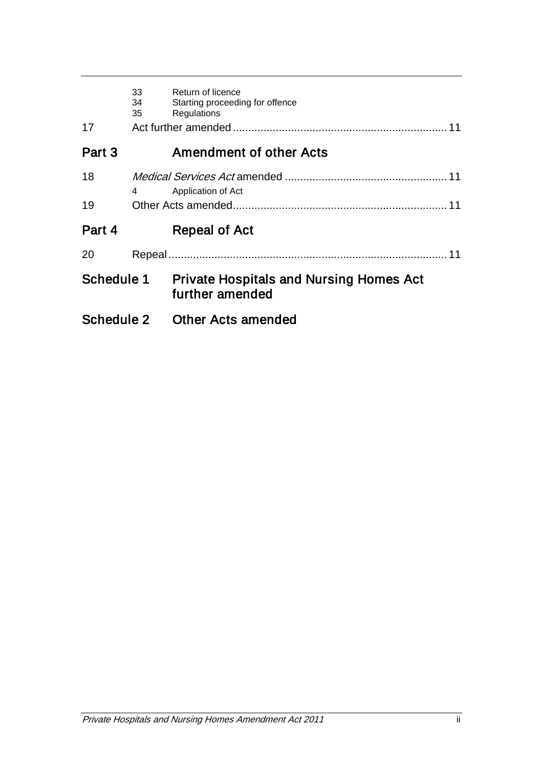33 Return of licence
34 Starting proceeding for offence
35 Regulations

17 Act further amended ..................................................................... 11

## Part 3 Amendment of other Acts

18 *Medical Services Act* amended .................................................... 11

4 Application of Act

19 Other Acts amended ..................................................................... 11

## Part 4 Repeal of Act

20 Repeal .......................................................................................... 11

## Schedule 1 Private Hospitals and Nursing Homes Act further amended

## Schedule 2 Other Acts amended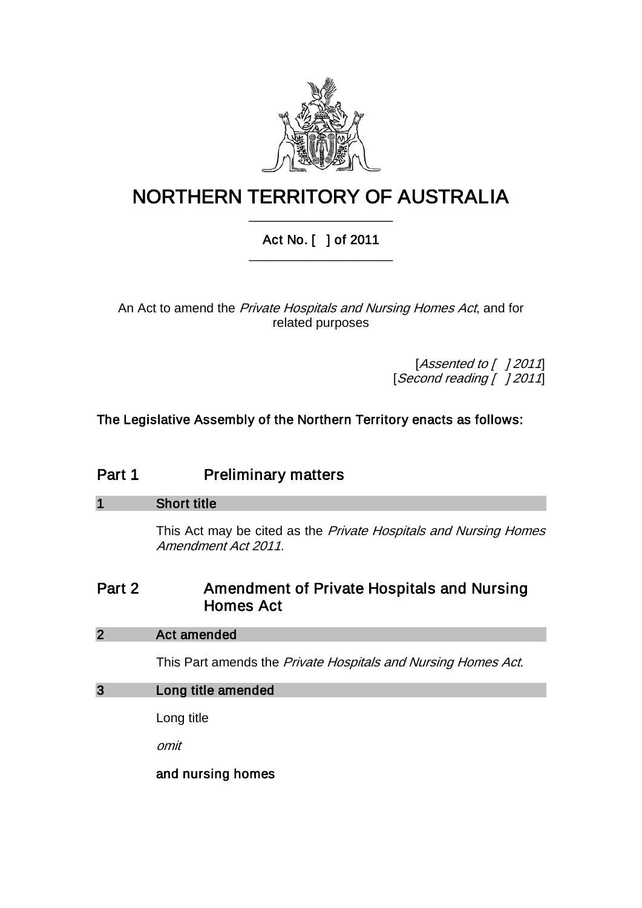# NORTHERN TERRITORY OF AUSTRALIA

## Act No. [ ] of 2011

An Act to amend the *Private Hospitals and Nursing Homes Act*, and for related purposes

[*Assented to [ ] 2011*]
[*Second reading [ ] 2011*]

**The Legislative Assembly of the Northern Territory enacts as follows:**

## Part 1 Preliminary matters

### 1 Short title

This Act may be cited as the *Private Hospitals and Nursing Homes Amendment Act 2011*.

## Part 2 Amendment of Private Hospitals and Nursing Homes Act

### 2 Act amended

This Part amends the *Private Hospitals and Nursing Homes Act*.

### 3 Long title amended

Long title

*omit*

**and nursing homes**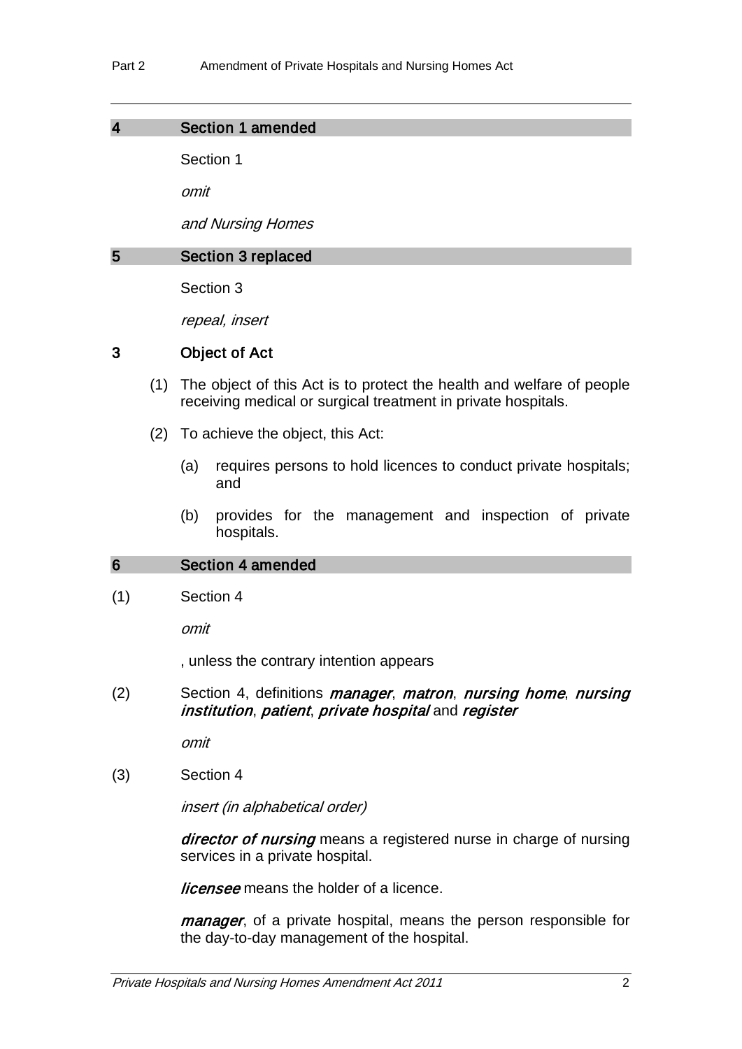## 4 Section 1 amended

Section 1

*omit*

*and Nursing Homes*

## 5 Section 3 replaced

Section 3

*repeal, insert*

### 3 Object of Act

(1) The object of this Act is to protect the health and welfare of people receiving medical or surgical treatment in private hospitals.

(2) To achieve the object, this Act:

(a) requires persons to hold licences to conduct private hospitals; and

(b) provides for the management and inspection of private hospitals.

## 6 Section 4 amended

(1) Section 4

*omit*

, unless the contrary intention appears

(2) Section 4, definitions ***manager***, ***matron***, ***nursing home***, ***nursing institution***, ***patient***, ***private hospital*** and ***register***

*omit*

(3) Section 4

*insert (in alphabetical order)*

***director of nursing*** means a registered nurse in charge of nursing services in a private hospital.

***licensee*** means the holder of a licence.

***manager***, of a private hospital, means the person responsible for the day-to-day management of the hospital.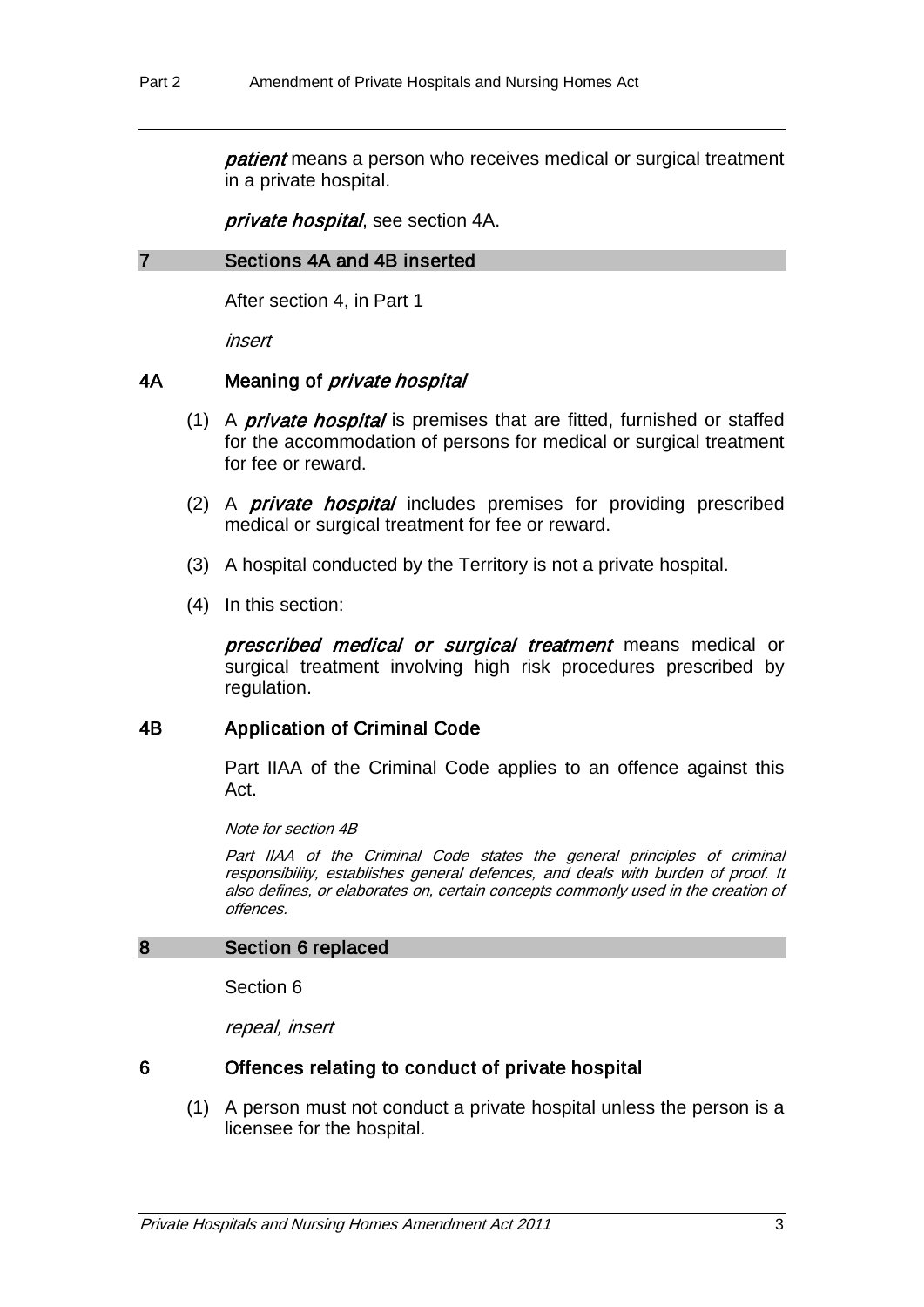***patient*** means a person who receives medical or surgical treatment in a private hospital.

***private hospital***, see section 4A.

## 7 Sections 4A and 4B inserted

After section 4, in Part 1

*insert*

### 4A Meaning of *private hospital*

(1) A ***private hospital*** is premises that are fitted, furnished or staffed for the accommodation of persons for medical or surgical treatment for fee or reward.

(2) A ***private hospital*** includes premises for providing prescribed medical or surgical treatment for fee or reward.

(3) A hospital conducted by the Territory is not a private hospital.

(4) In this section:

***prescribed medical or surgical treatment*** means medical or surgical treatment involving high risk procedures prescribed by regulation.

### 4B Application of Criminal Code

Part IIAA of the Criminal Code applies to an offence against this Act.

*Note for section 4B*

*Part IIAA of the Criminal Code states the general principles of criminal responsibility, establishes general defences, and deals with burden of proof. It also defines, or elaborates on, certain concepts commonly used in the creation of offences.*

## 8 Section 6 replaced

Section 6

*repeal, insert*

### 6 Offences relating to conduct of private hospital

(1) A person must not conduct a private hospital unless the person is a licensee for the hospital.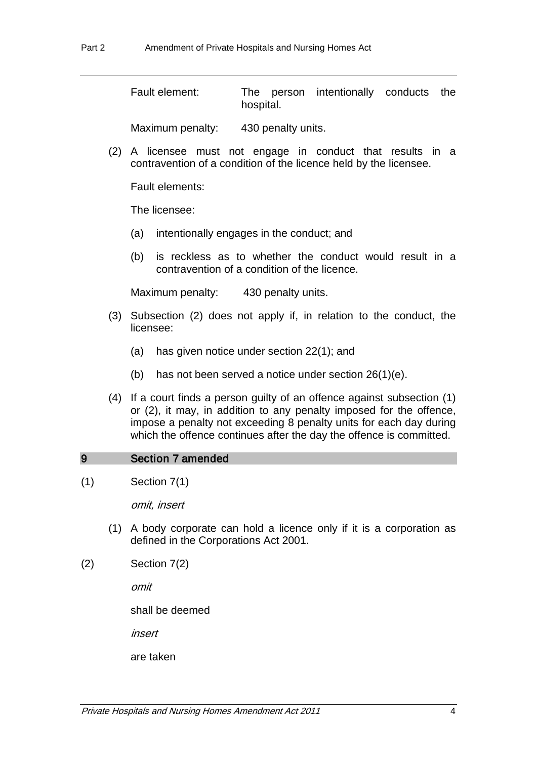Fault element: The person intentionally conducts the hospital.

Maximum penalty: 430 penalty units.

(2) A licensee must not engage in conduct that results in a contravention of a condition of the licence held by the licensee.

Fault elements:

The licensee:

(a) intentionally engages in the conduct; and

(b) is reckless as to whether the conduct would result in a contravention of a condition of the licence.

Maximum penalty: 430 penalty units.

(3) Subsection (2) does not apply if, in relation to the conduct, the licensee:

(a) has given notice under section 22(1); and

(b) has not been served a notice under section 26(1)(e).

(4) If a court finds a person guilty of an offence against subsection (1) or (2), it may, in addition to any penalty imposed for the offence, impose a penalty not exceeding 8 penalty units for each day during which the offence continues after the day the offence is committed.

## 9 Section 7 amended

(1) Section 7(1)

*omit, insert*

(1) A body corporate can hold a licence only if it is a corporation as defined in the Corporations Act 2001.

(2) Section 7(2)

*omit*

shall be deemed

*insert*

are taken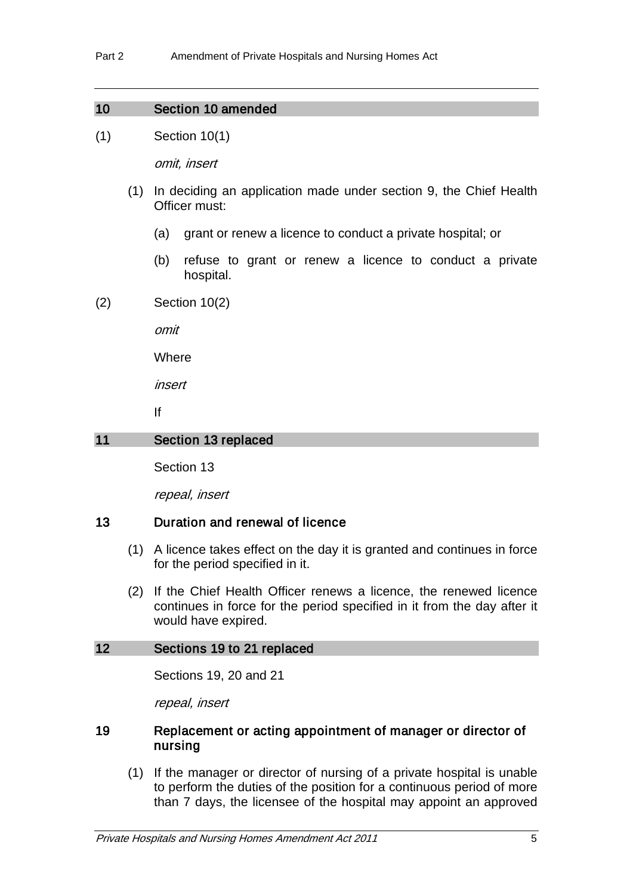## 10 Section 10 amended

(1) Section 10(1)

*omit, insert*

(1) In deciding an application made under section 9, the Chief Health Officer must:

(a) grant or renew a licence to conduct a private hospital; or

(b) refuse to grant or renew a licence to conduct a private hospital.

(2) Section 10(2)

*omit*

Where

*insert*

If

## 11 Section 13 replaced

Section 13

*repeal, insert*

### 13 Duration and renewal of licence

(1) A licence takes effect on the day it is granted and continues in force for the period specified in it.

(2) If the Chief Health Officer renews a licence, the renewed licence continues in force for the period specified in it from the day after it would have expired.

## 12 Sections 19 to 21 replaced

Sections 19, 20 and 21

*repeal, insert*

### 19 Replacement or acting appointment of manager or director of nursing

(1) If the manager or director of nursing of a private hospital is unable to perform the duties of the position for a continuous period of more than 7 days, the licensee of the hospital may appoint an approved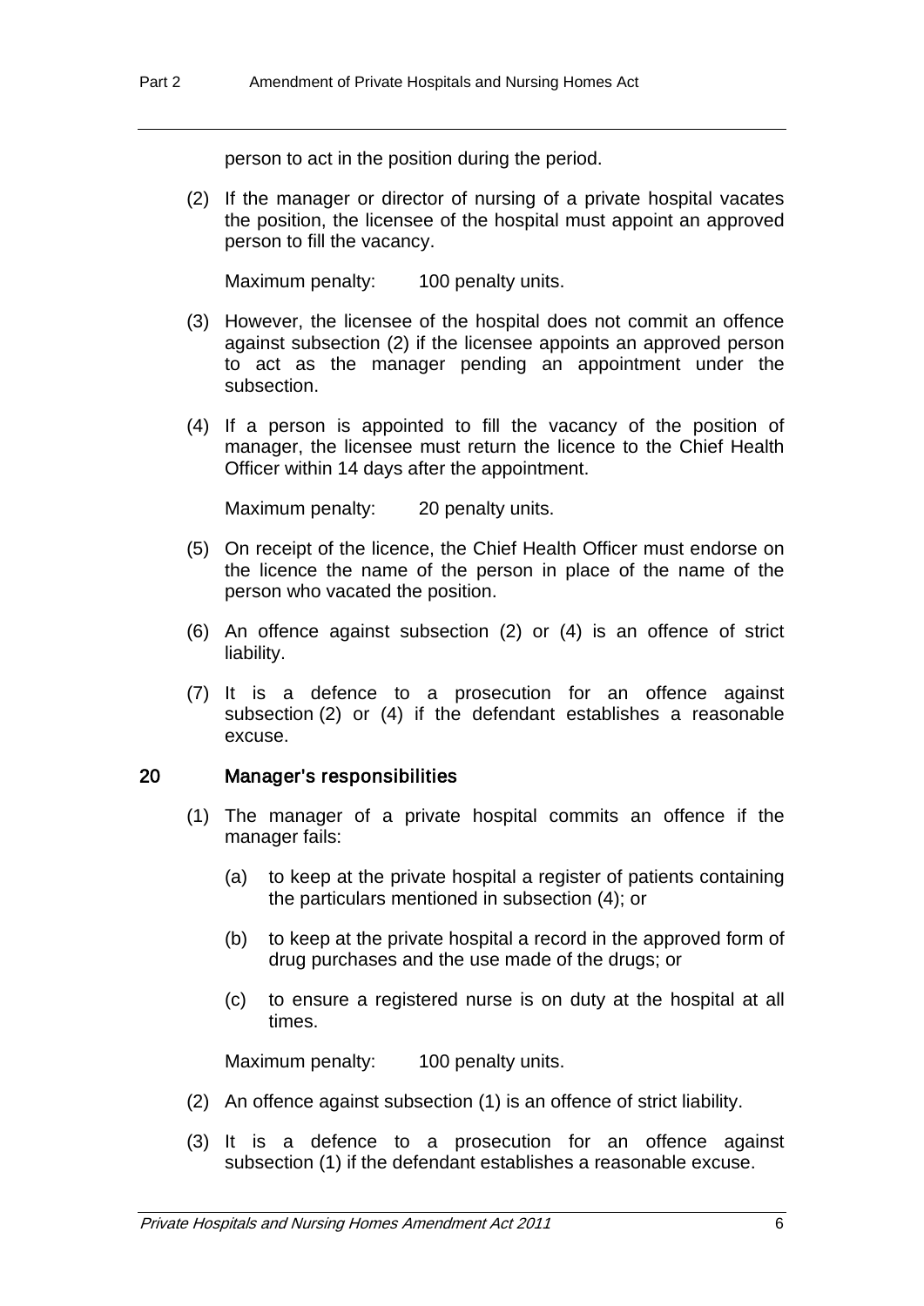person to act in the position during the period.

(2) If the manager or director of nursing of a private hospital vacates the position, the licensee of the hospital must appoint an approved person to fill the vacancy.

Maximum penalty: 100 penalty units.

(3) However, the licensee of the hospital does not commit an offence against subsection (2) if the licensee appoints an approved person to act as the manager pending an appointment under the subsection.

(4) If a person is appointed to fill the vacancy of the position of manager, the licensee must return the licence to the Chief Health Officer within 14 days after the appointment.

Maximum penalty: 20 penalty units.

(5) On receipt of the licence, the Chief Health Officer must endorse on the licence the name of the person in place of the name of the person who vacated the position.

(6) An offence against subsection (2) or (4) is an offence of strict liability.

(7) It is a defence to a prosecution for an offence against subsection (2) or (4) if the defendant establishes a reasonable excuse.

### 20 Manager's responsibilities

(1) The manager of a private hospital commits an offence if the manager fails:

(a) to keep at the private hospital a register of patients containing the particulars mentioned in subsection (4); or

(b) to keep at the private hospital a record in the approved form of drug purchases and the use made of the drugs; or

(c) to ensure a registered nurse is on duty at the hospital at all times.

Maximum penalty: 100 penalty units.

(2) An offence against subsection (1) is an offence of strict liability.

(3) It is a defence to a prosecution for an offence against subsection (1) if the defendant establishes a reasonable excuse.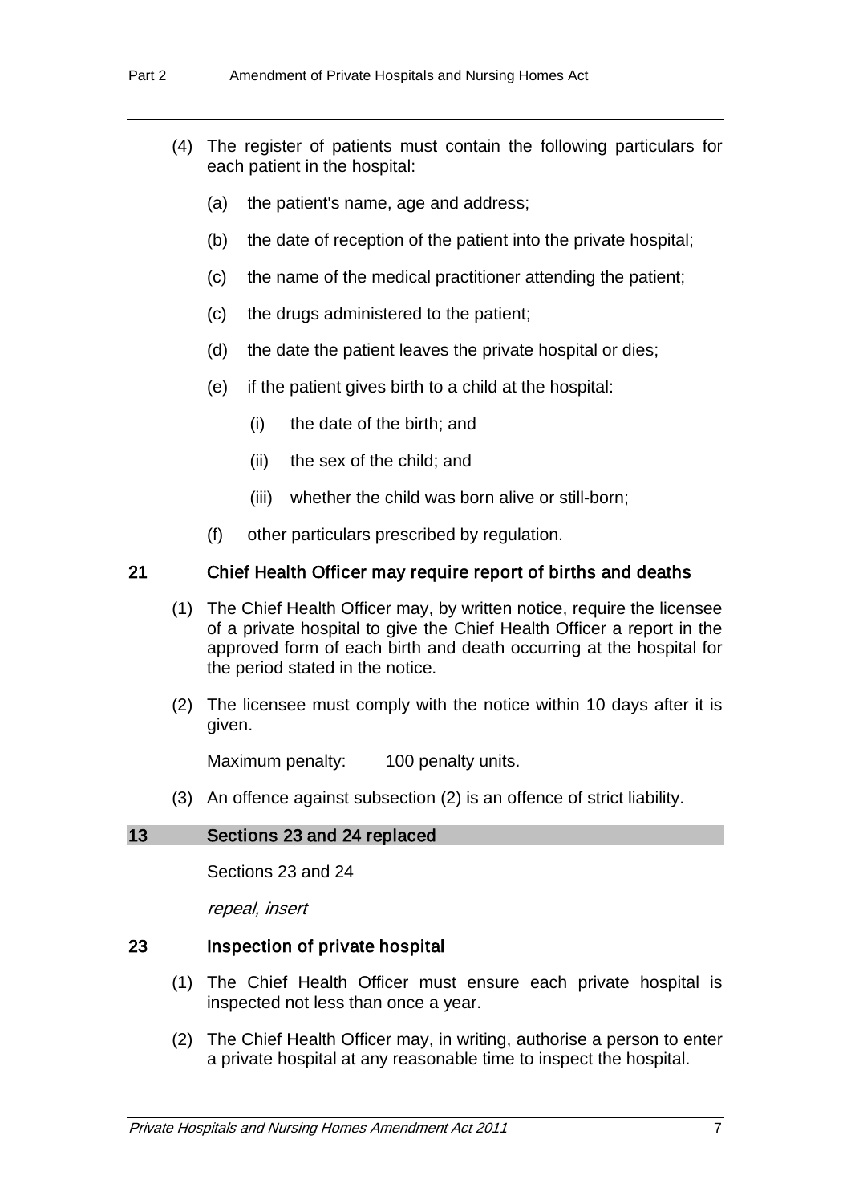(4) The register of patients must contain the following particulars for each patient in the hospital:

(a) the patient's name, age and address;

(b) the date of reception of the patient into the private hospital;

(c) the name of the medical practitioner attending the patient;

(c) the drugs administered to the patient;

(d) the date the patient leaves the private hospital or dies;

(e) if the patient gives birth to a child at the hospital:

(i) the date of the birth; and

(ii) the sex of the child; and

(iii) whether the child was born alive or still-born;

(f) other particulars prescribed by regulation.

### 21 Chief Health Officer may require report of births and deaths

(1) The Chief Health Officer may, by written notice, require the licensee of a private hospital to give the Chief Health Officer a report in the approved form of each birth and death occurring at the hospital for the period stated in the notice.

(2) The licensee must comply with the notice within 10 days after it is given.

Maximum penalty: 100 penalty units.

(3) An offence against subsection (2) is an offence of strict liability.

## 13 Sections 23 and 24 replaced

Sections 23 and 24

*repeal, insert*

### 23 Inspection of private hospital

(1) The Chief Health Officer must ensure each private hospital is inspected not less than once a year.

(2) The Chief Health Officer may, in writing, authorise a person to enter a private hospital at any reasonable time to inspect the hospital.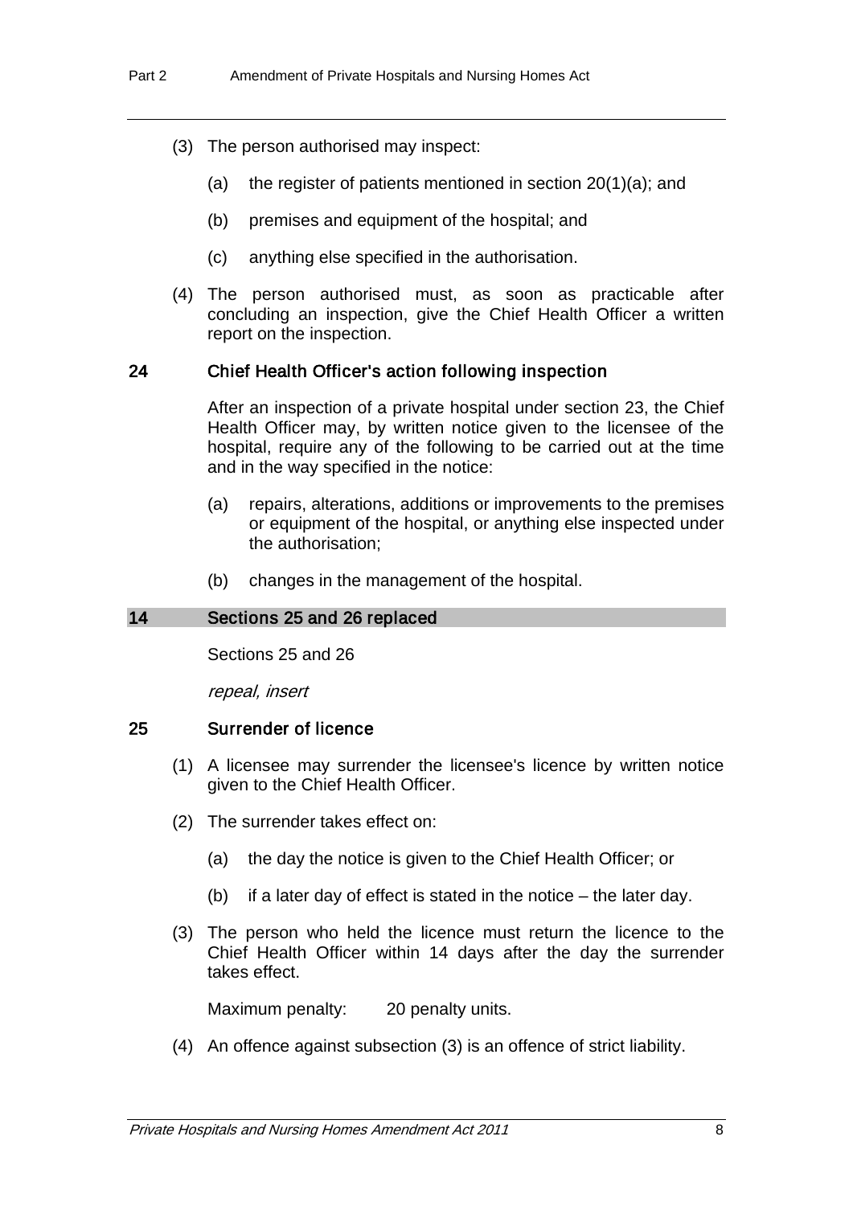(3) The person authorised may inspect:

(a) the register of patients mentioned in section 20(1)(a); and

(b) premises and equipment of the hospital; and

(c) anything else specified in the authorisation.

(4) The person authorised must, as soon as practicable after concluding an inspection, give the Chief Health Officer a written report on the inspection.

### 24 Chief Health Officer's action following inspection

After an inspection of a private hospital under section 23, the Chief Health Officer may, by written notice given to the licensee of the hospital, require any of the following to be carried out at the time and in the way specified in the notice:

(a) repairs, alterations, additions or improvements to the premises or equipment of the hospital, or anything else inspected under the authorisation;

(b) changes in the management of the hospital.

## 14 Sections 25 and 26 replaced

Sections 25 and 26

*repeal, insert*

### 25 Surrender of licence

(1) A licensee may surrender the licensee's licence by written notice given to the Chief Health Officer.

(2) The surrender takes effect on:

(a) the day the notice is given to the Chief Health Officer; or

(b) if a later day of effect is stated in the notice – the later day.

(3) The person who held the licence must return the licence to the Chief Health Officer within 14 days after the day the surrender takes effect.

Maximum penalty: 20 penalty units.

(4) An offence against subsection (3) is an offence of strict liability.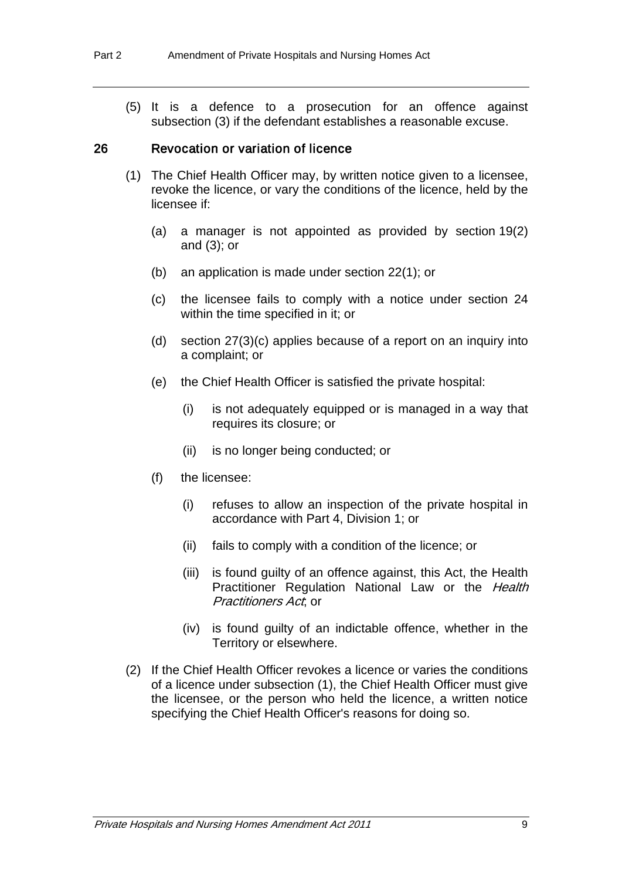(5) It is a defence to a prosecution for an offence against subsection (3) if the defendant establishes a reasonable excuse.

### 26 Revocation or variation of licence

(1) The Chief Health Officer may, by written notice given to a licensee, revoke the licence, or vary the conditions of the licence, held by the licensee if:

(a) a manager is not appointed as provided by section 19(2) and (3); or

(b) an application is made under section 22(1); or

(c) the licensee fails to comply with a notice under section 24 within the time specified in it; or

(d) section 27(3)(c) applies because of a report on an inquiry into a complaint; or

(e) the Chief Health Officer is satisfied the private hospital:

(i) is not adequately equipped or is managed in a way that requires its closure; or

(ii) is no longer being conducted; or

(f) the licensee:

(i) refuses to allow an inspection of the private hospital in accordance with Part 4, Division 1; or

(ii) fails to comply with a condition of the licence; or

(iii) is found guilty of an offence against, this Act, the Health Practitioner Regulation National Law or the *Health Practitioners Act*; or

(iv) is found guilty of an indictable offence, whether in the Territory or elsewhere.

(2) If the Chief Health Officer revokes a licence or varies the conditions of a licence under subsection (1), the Chief Health Officer must give the licensee, or the person who held the licence, a written notice specifying the Chief Health Officer's reasons for doing so.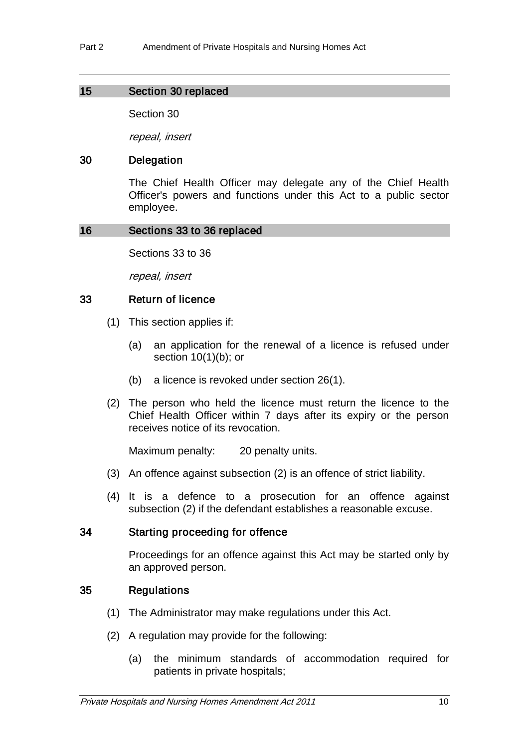## 15 Section 30 replaced

Section 30

*repeal, insert*

### 30 Delegation

The Chief Health Officer may delegate any of the Chief Health Officer's powers and functions under this Act to a public sector employee.

## 16 Sections 33 to 36 replaced

Sections 33 to 36

*repeal, insert*

### 33 Return of licence

(1) This section applies if:

(a) an application for the renewal of a licence is refused under section 10(1)(b); or

(b) a licence is revoked under section 26(1).

(2) The person who held the licence must return the licence to the Chief Health Officer within 7 days after its expiry or the person receives notice of its revocation.

Maximum penalty: 20 penalty units.

(3) An offence against subsection (2) is an offence of strict liability.

(4) It is a defence to a prosecution for an offence against subsection (2) if the defendant establishes a reasonable excuse.

### 34 Starting proceeding for offence

Proceedings for an offence against this Act may be started only by an approved person.

### 35 Regulations

(1) The Administrator may make regulations under this Act.

(2) A regulation may provide for the following:

(a) the minimum standards of accommodation required for patients in private hospitals;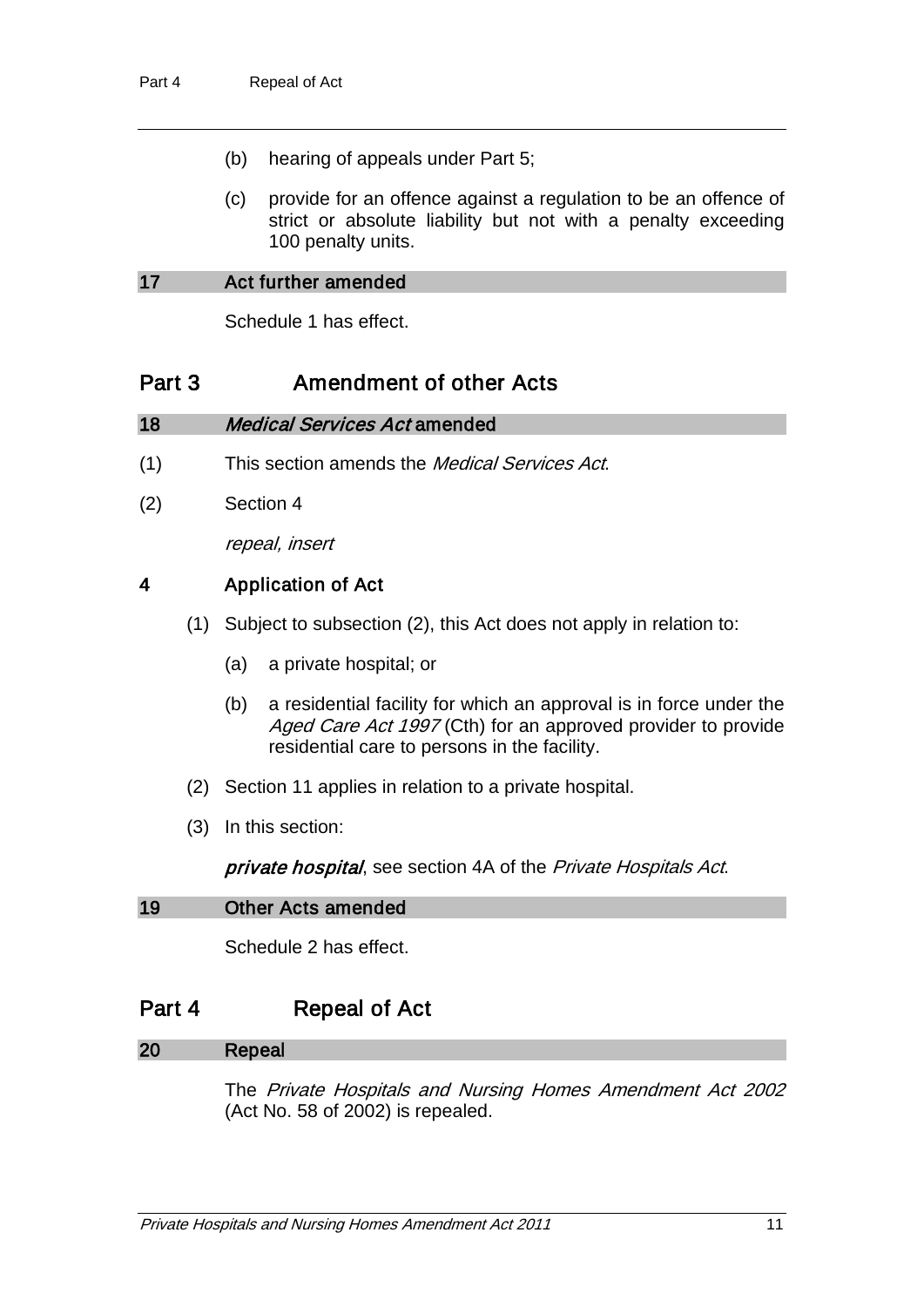(b) hearing of appeals under Part 5;

(c) provide for an offence against a regulation to be an offence of strict or absolute liability but not with a penalty exceeding 100 penalty units.

### 17 Act further amended

Schedule 1 has effect.

## Part 3 Amendment of other Acts

### 18 *Medical Services Act* amended

(1) This section amends the *Medical Services Act*.

(2) Section 4

*repeal, insert*

### 4 Application of Act

(1) Subject to subsection (2), this Act does not apply in relation to:

(a) a private hospital; or

(b) a residential facility for which an approval is in force under the *Aged Care Act 1997* (Cth) for an approved provider to provide residential care to persons in the facility.

(2) Section 11 applies in relation to a private hospital.

(3) In this section:

***private hospital***, see section 4A of the *Private Hospitals Act*.

### 19 Other Acts amended

Schedule 2 has effect.

## Part 4 Repeal of Act

### 20 Repeal

The *Private Hospitals and Nursing Homes Amendment Act 2002* (Act No. 58 of 2002) is repealed.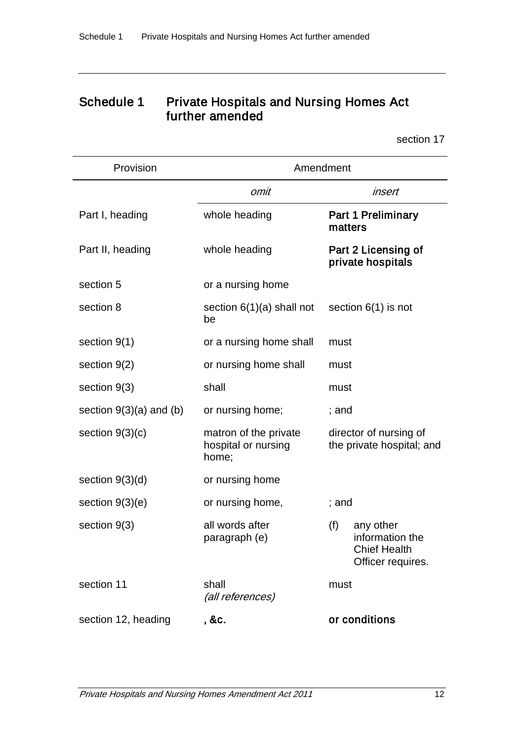## Schedule 1 Private Hospitals and Nursing Homes Act further amended

section 17

| Provision | Amendment | |
|---|---|---|
| | *omit* | *insert* |
| Part I, heading | whole heading | **Part 1 Preliminary matters** |
| Part II, heading | whole heading | **Part 2 Licensing of private hospitals** |
| section 5 | or a nursing home | |
| section 8 | section 6(1)(a) shall not be | section 6(1) is not |
| section 9(1) | or a nursing home shall | must |
| section 9(2) | or nursing home shall | must |
| section 9(3) | shall | must |
| section 9(3)(a) and (b) | or nursing home; | ; and |
| section 9(3)(c) | matron of the private hospital or nursing home; | director of nursing of the private hospital; and |
| section 9(3)(d) | or nursing home | |
| section 9(3)(e) | or nursing home, | ; and |
| section 9(3) | all words after paragraph (e) | (f) any other information the Chief Health Officer requires. |
| section 11 | shall *(all references)* | must |
| section 12, heading | **, &c.** | **or conditions** |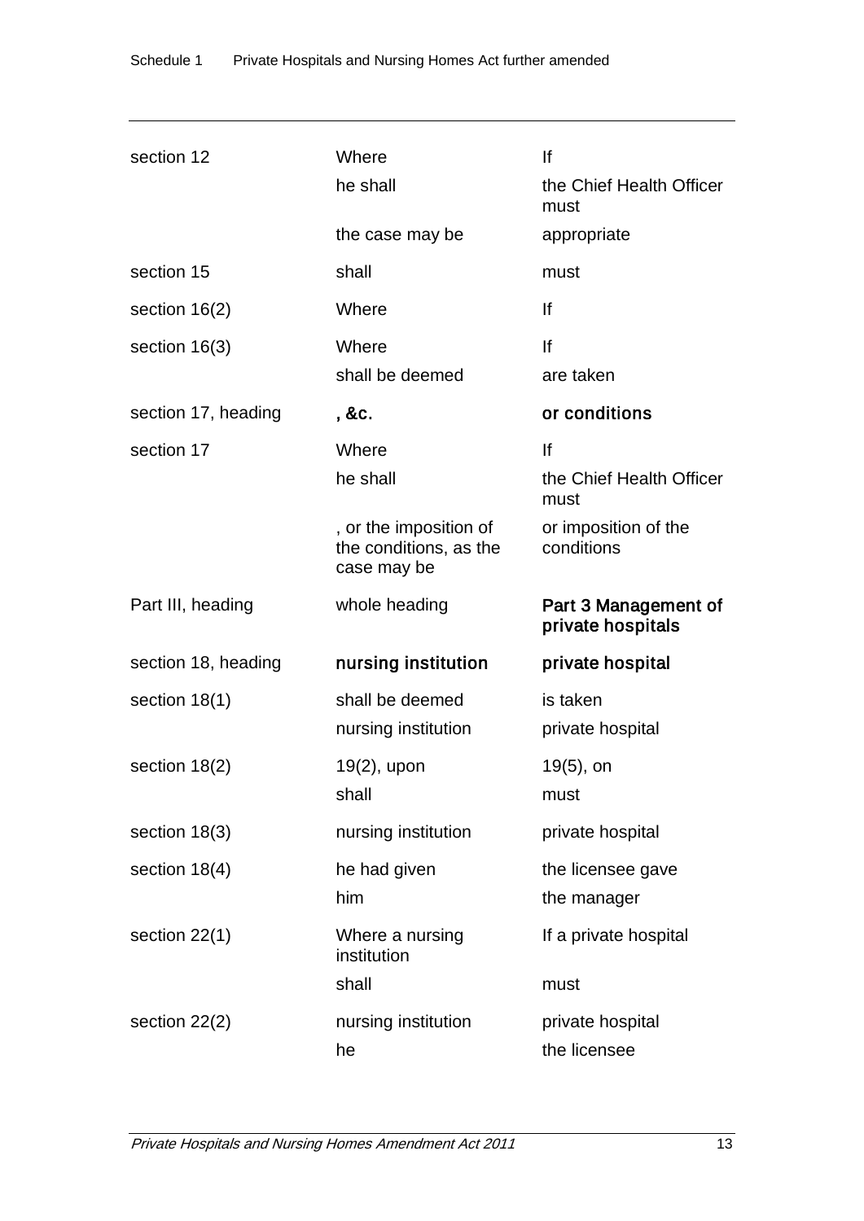| | | |
|---|---|---|
| section 12 | Where | If |
| | he shall | the Chief Health Officer must |
| | the case may be | appropriate |
| section 15 | shall | must |
| section 16(2) | Where | If |
| section 16(3) | Where | If |
| | shall be deemed | are taken |
| section 17, heading | **, &c.** | **or conditions** |
| section 17 | Where | If |
| | he shall | the Chief Health Officer must |
| | , or the imposition of the conditions, as the case may be | or imposition of the conditions |
| Part III, heading | whole heading | **Part 3 Management of private hospitals** |
| section 18, heading | **nursing institution** | **private hospital** |
| section 18(1) | shall be deemed | is taken |
| | nursing institution | private hospital |
| section 18(2) | 19(2), upon | 19(5), on |
| | shall | must |
| section 18(3) | nursing institution | private hospital |
| section 18(4) | he had given | the licensee gave |
| | him | the manager |
| section 22(1) | Where a nursing institution | If a private hospital |
| | shall | must |
| section 22(2) | nursing institution | private hospital |
| | he | the licensee |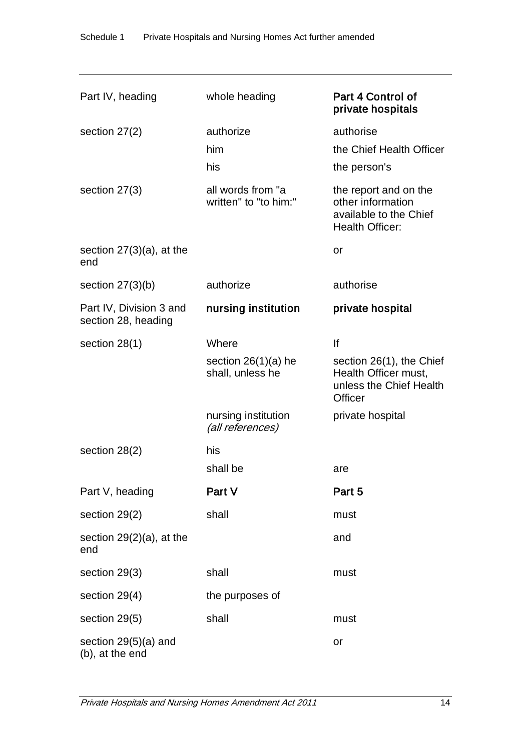| | | |
|---|---|---|
| Part IV, heading | whole heading | **Part 4 Control of private hospitals** |
| section 27(2) | authorize | authorise |
| | him | the Chief Health Officer |
| | his | the person's |
| section 27(3) | all words from "a written" to "to him:" | the report and on the other information available to the Chief Health Officer: |
| section 27(3)(a), at the end | | or |
| section 27(3)(b) | authorize | authorise |
| Part IV, Division 3 and section 28, heading | **nursing institution** | **private hospital** |
| section 28(1) | Where | If |
| | section 26(1)(a) he shall, unless he | section 26(1), the Chief Health Officer must, unless the Chief Health Officer |
| | nursing institution *(all references)* | private hospital |
| section 28(2) | his | |
| | shall be | are |
| Part V, heading | **Part V** | **Part 5** |
| section 29(2) | shall | must |
| section 29(2)(a), at the end | | and |
| section 29(3) | shall | must |
| section 29(4) | the purposes of | |
| section 29(5) | shall | must |
| section 29(5)(a) and (b), at the end | | or |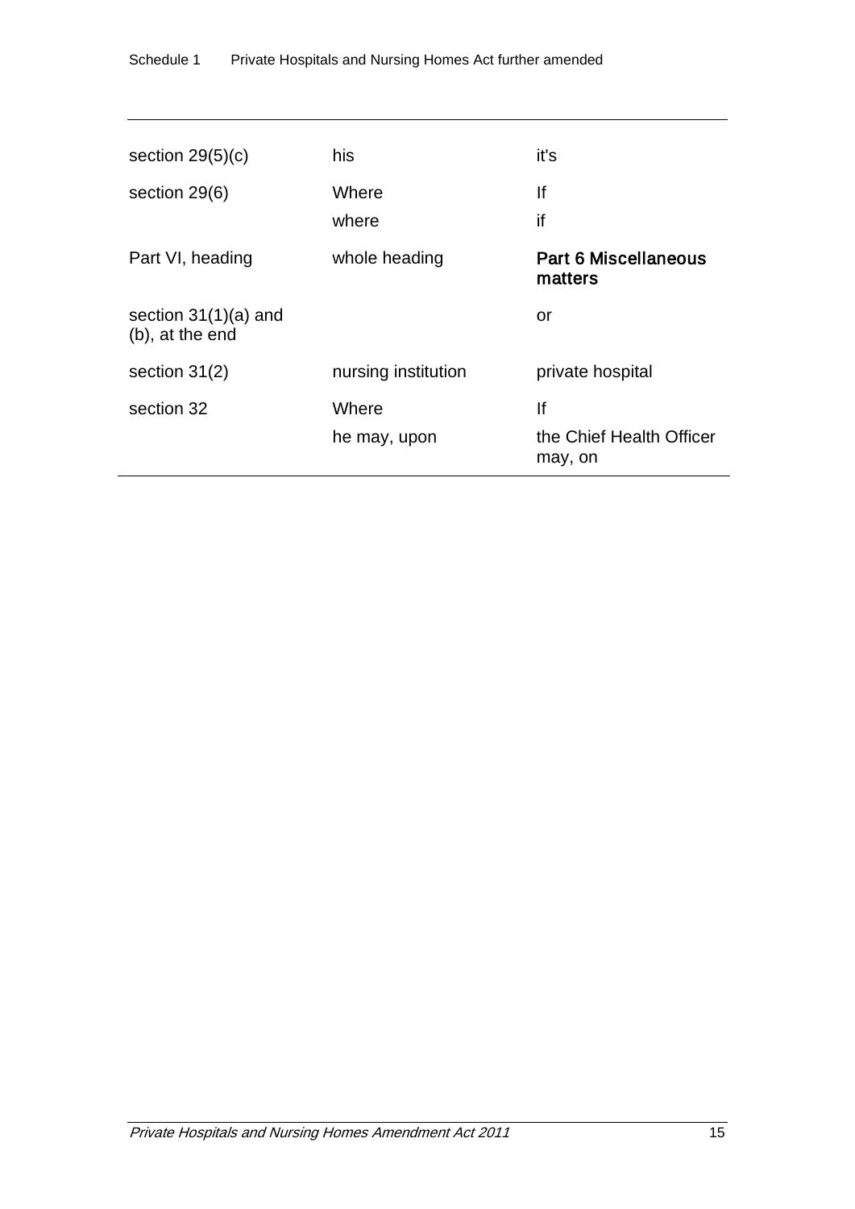| | | |
|---|---|---|
| section 29(5)(c) | his | it's |
| section 29(6) | Where<br>where | If<br>if |
| Part VI, heading | whole heading | **Part 6 Miscellaneous matters** |
| section 31(1)(a) and (b), at the end | | or |
| section 31(2) | nursing institution | private hospital |
| section 32 | Where<br>he may, upon | If<br>the Chief Health Officer may, on |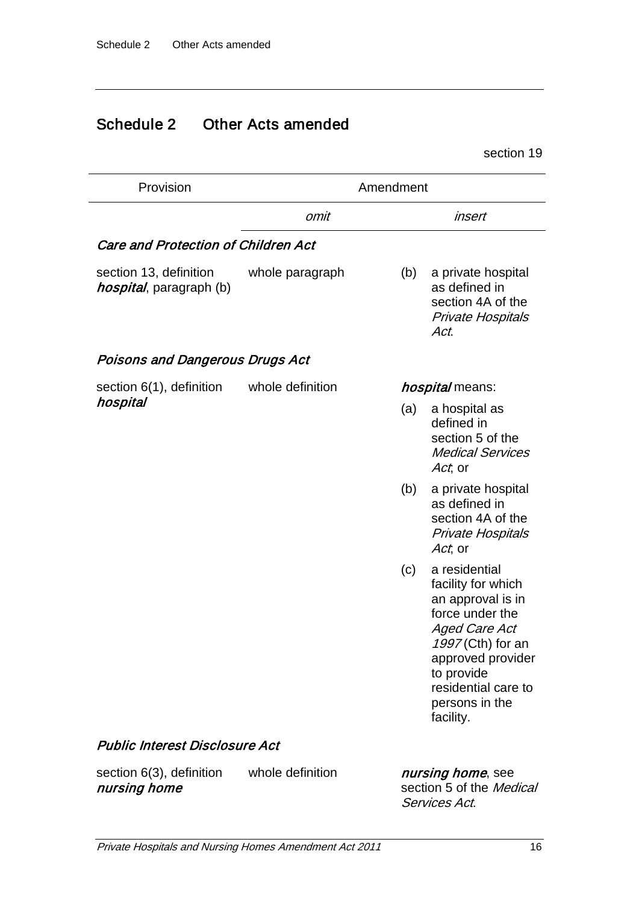## Schedule 2 Other Acts amended

section 19

| Provision | Amendment | |
|---|---|---|
| | *omit* | *insert* |
| ***Care and Protection of Children Act*** | | |
| section 13, definition ***hospital***, paragraph (b) | whole paragraph | (b) a private hospital as defined in section 4A of the *Private Hospitals Act*. |
| ***Poisons and Dangerous Drugs Act*** | | |
| section 6(1), definition ***hospital*** | whole definition | ***hospital*** means: (a) a hospital as defined in section 5 of the *Medical Services Act*; or (b) a private hospital as defined in section 4A of the *Private Hospitals Act*; or (c) a residential facility for which an approval is in force under the *Aged Care Act 1997* (Cth) for an approved provider to provide residential care to persons in the facility. |
| ***Public Interest Disclosure Act*** | | |
| section 6(3), definition ***nursing home*** | whole definition | ***nursing home***, see section 5 of the *Medical Services Act*. |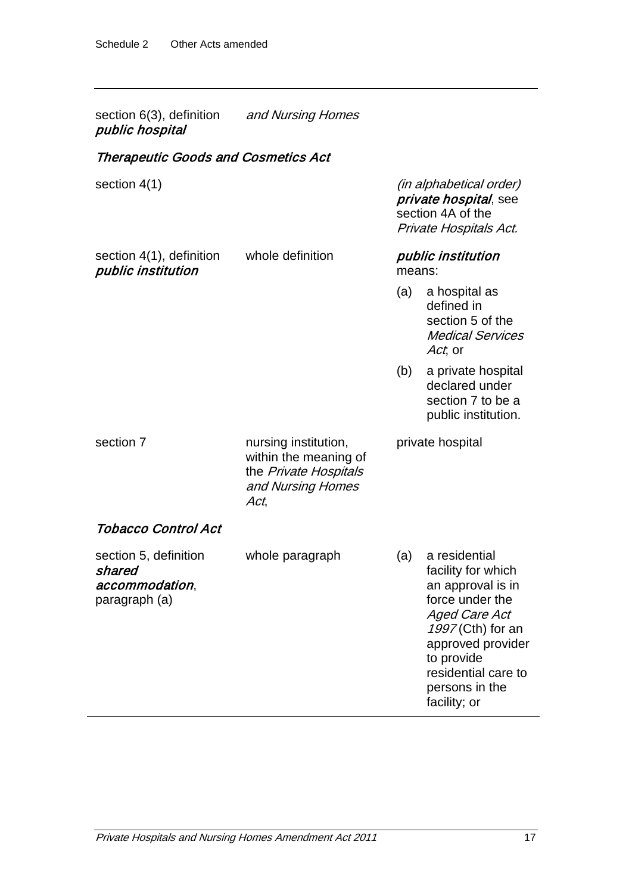| | | |
|---|---|---|
| section 6(3), definition ***public hospital*** | *and Nursing Homes* | |

***Therapeutic Goods and Cosmetics Act***

| | | |
|---|---|---|
| section 4(1) | | *(in alphabetical order)* ***private hospital***, see section 4A of the *Private Hospitals Act.* |
| section 4(1), definition ***public institution*** | whole definition | ***public institution*** means: (a) a hospital as defined in section 5 of the *Medical Services Act*; or (b) a private hospital declared under section 7 to be a public institution. |
| section 7 | nursing institution, within the meaning of the *Private Hospitals and Nursing Homes Act*, | private hospital |

***Tobacco Control Act***

| | | |
|---|---|---|
| section 5, definition ***shared accommodation***, paragraph (a) | whole paragraph | (a) a residential facility for which an approval is in force under the *Aged Care Act 1997* (Cth) for an approved provider to provide residential care to persons in the facility; or |